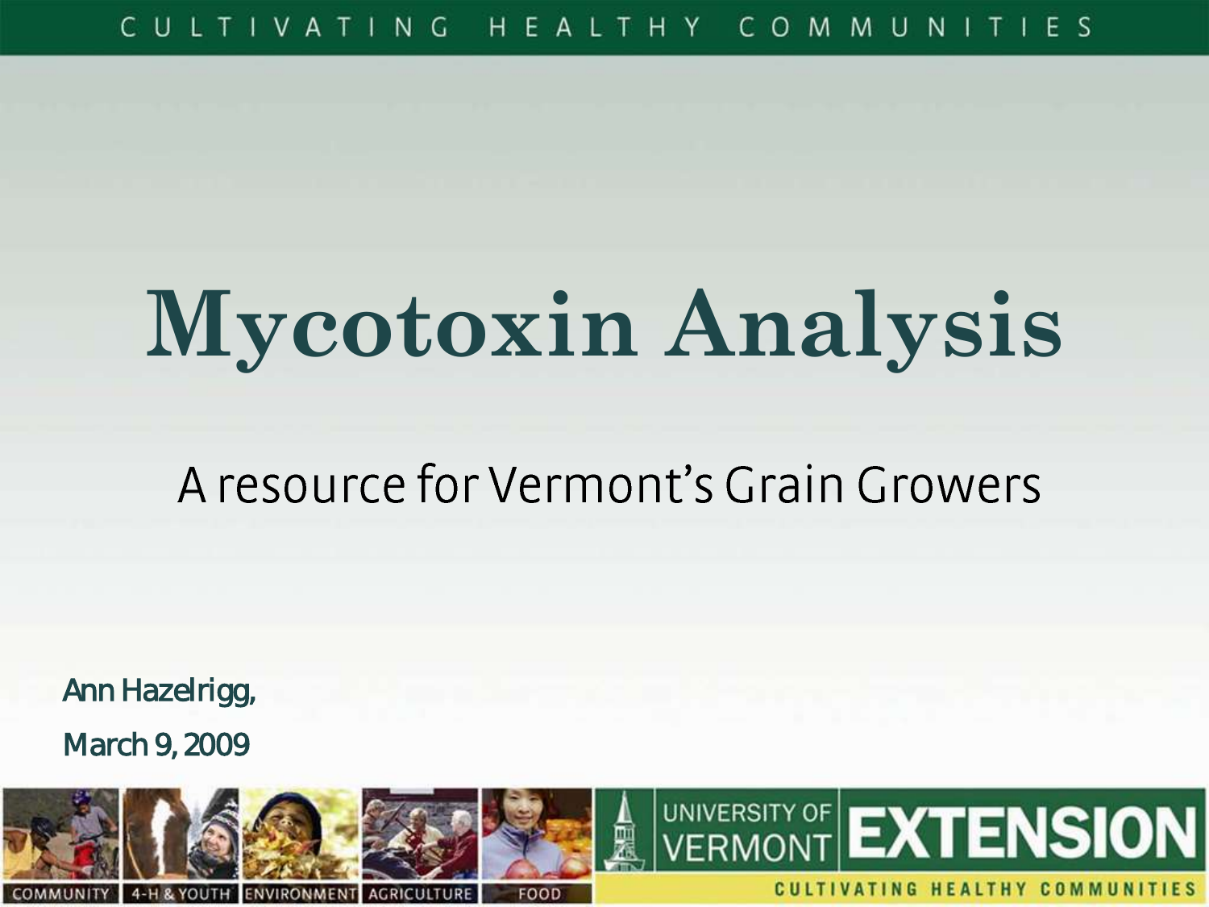# Mycotoxin Analysis

A resource for Vermont's Grain Growers

Ann Hazelrigg,

March 9, 2009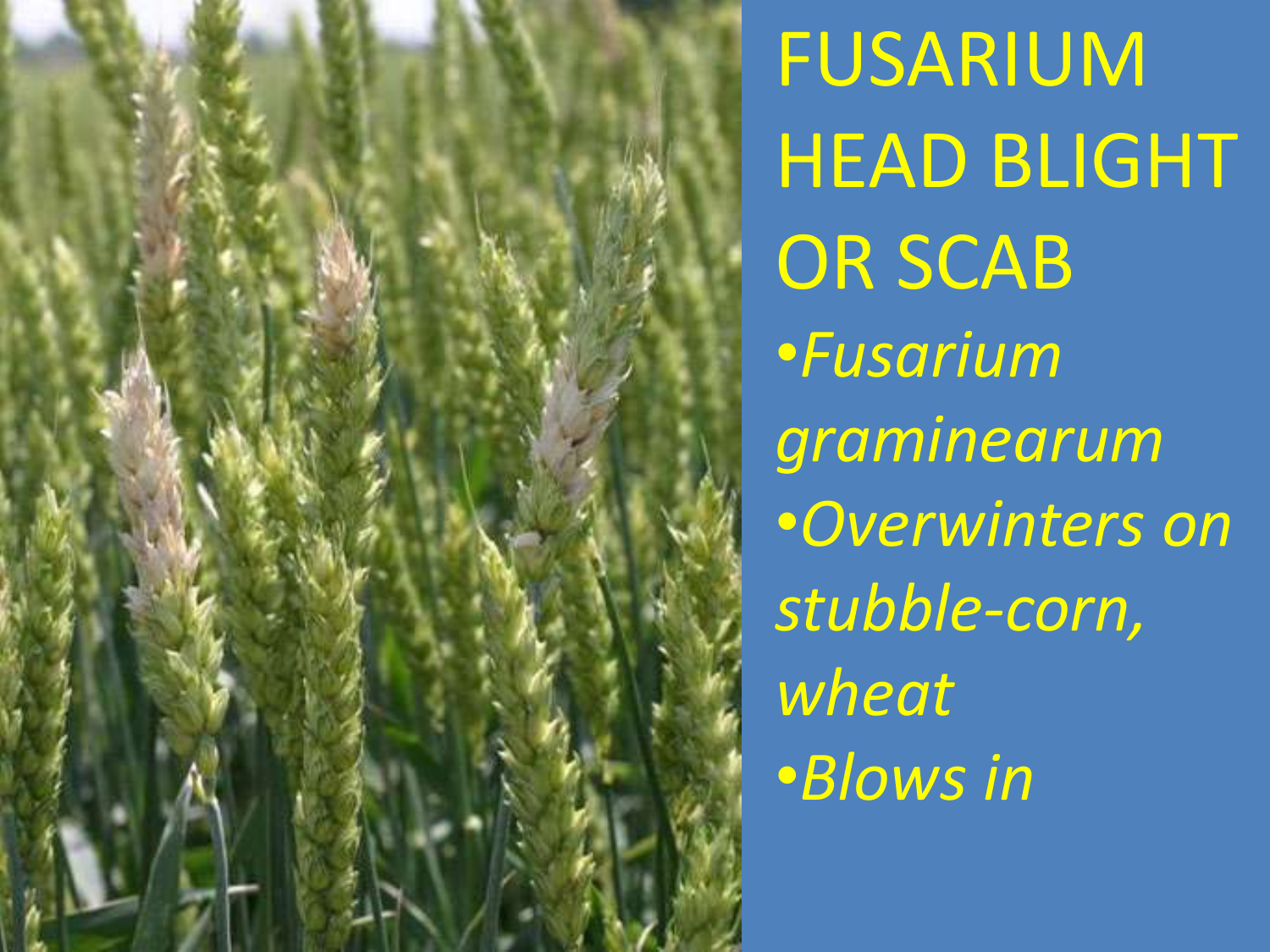# FUSARIUM HEAD BLIGHT OR SCAB

- *Fusarium graminearum*
- *Overwinters on stubble-corn, wheat*
- *Blows in*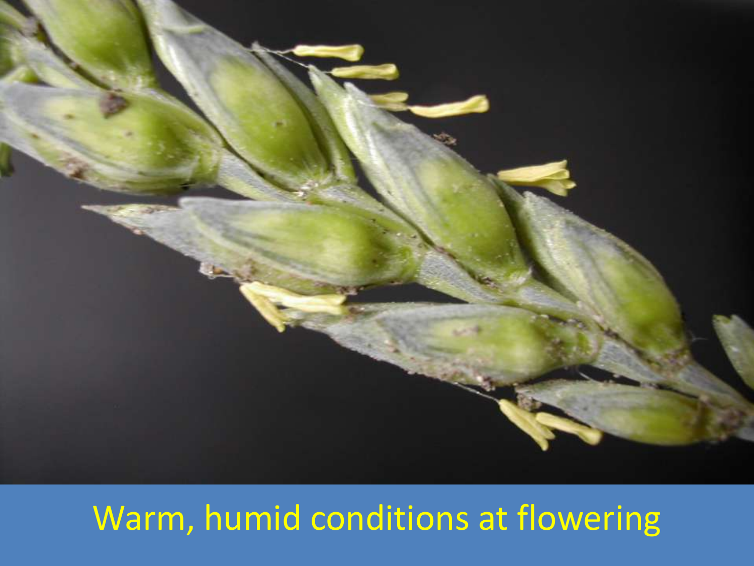Warm, humid conditions at flowering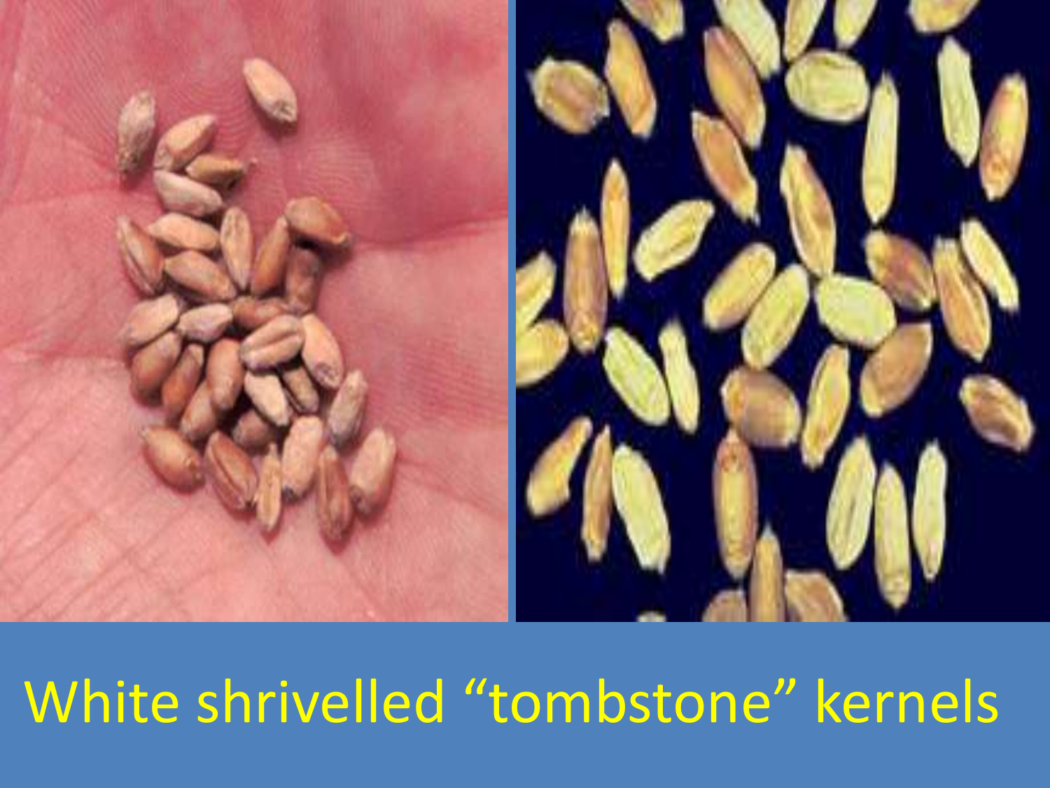White shrivelled “tombstone” kernels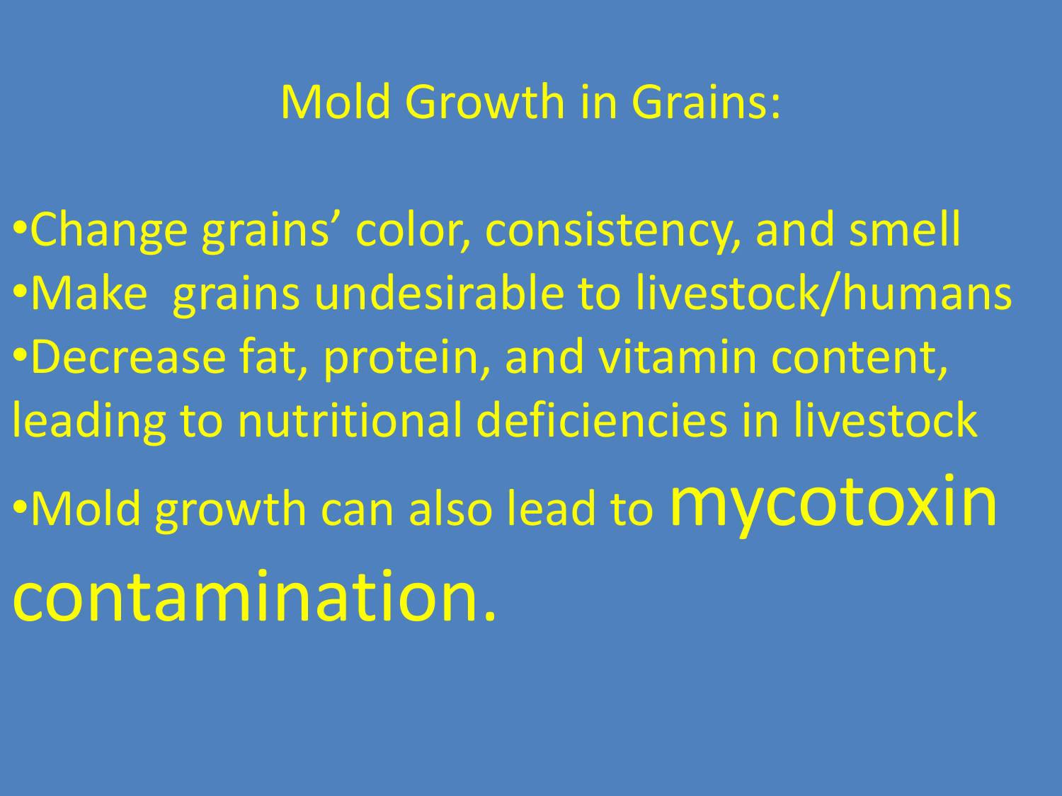# Mold Growth in Grains:

- Change grains' color, consistency, and smell
- Make grains undesirable to livestock/humans
- Decrease fat, protein, and vitamin content, leading to nutritional deficiencies in livestock
- Mold growth can also lead to **mycotoxin contamination.**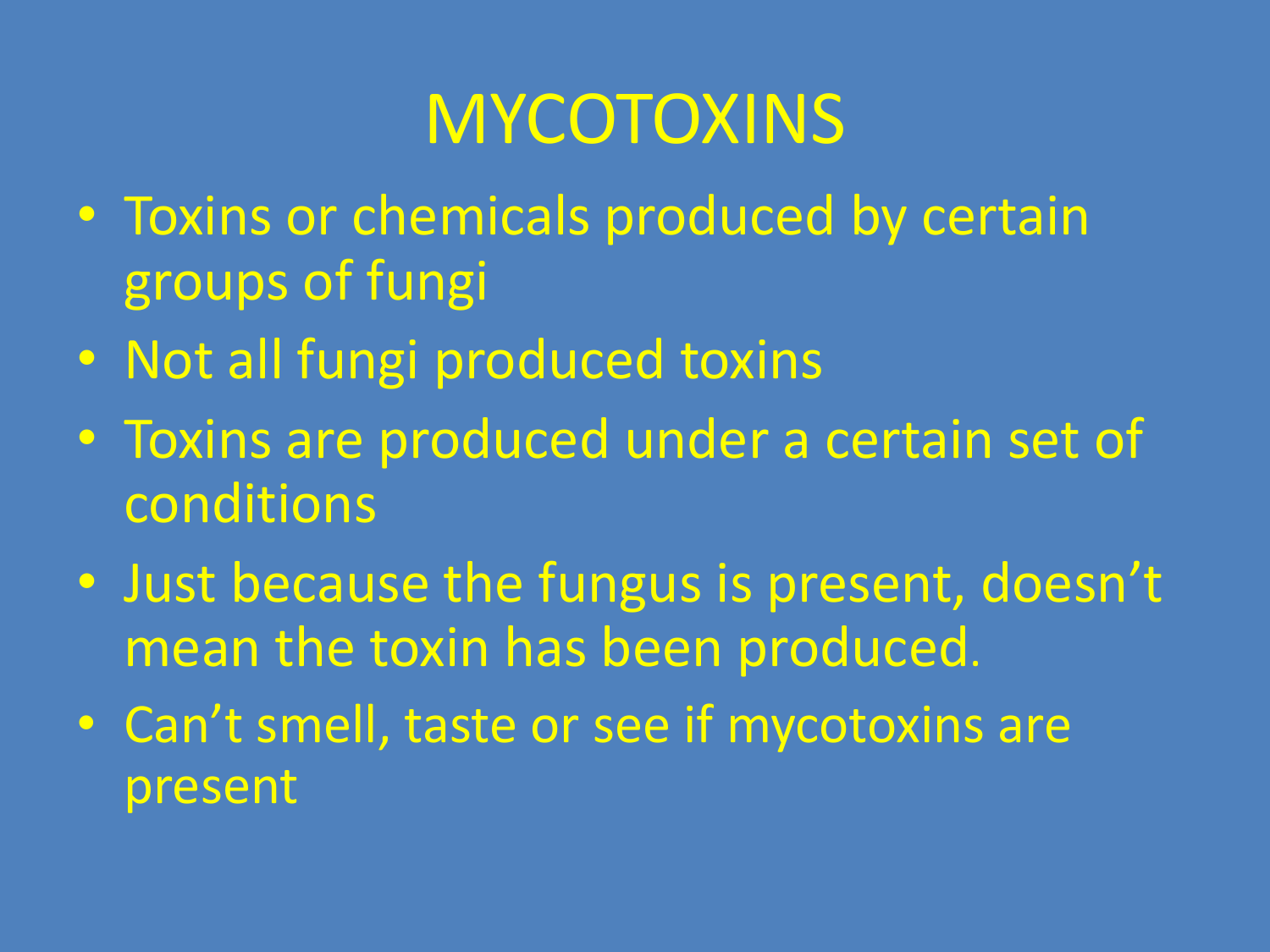# MYCOTOXINS

- Toxins or chemicals produced by certain groups of fungi
- Not all fungi produced toxins
- Toxins are produced under a certain set of conditions
- Just because the fungus is present, doesn't mean the toxin has been produced.
- Can't smell, taste or see if mycotoxins are present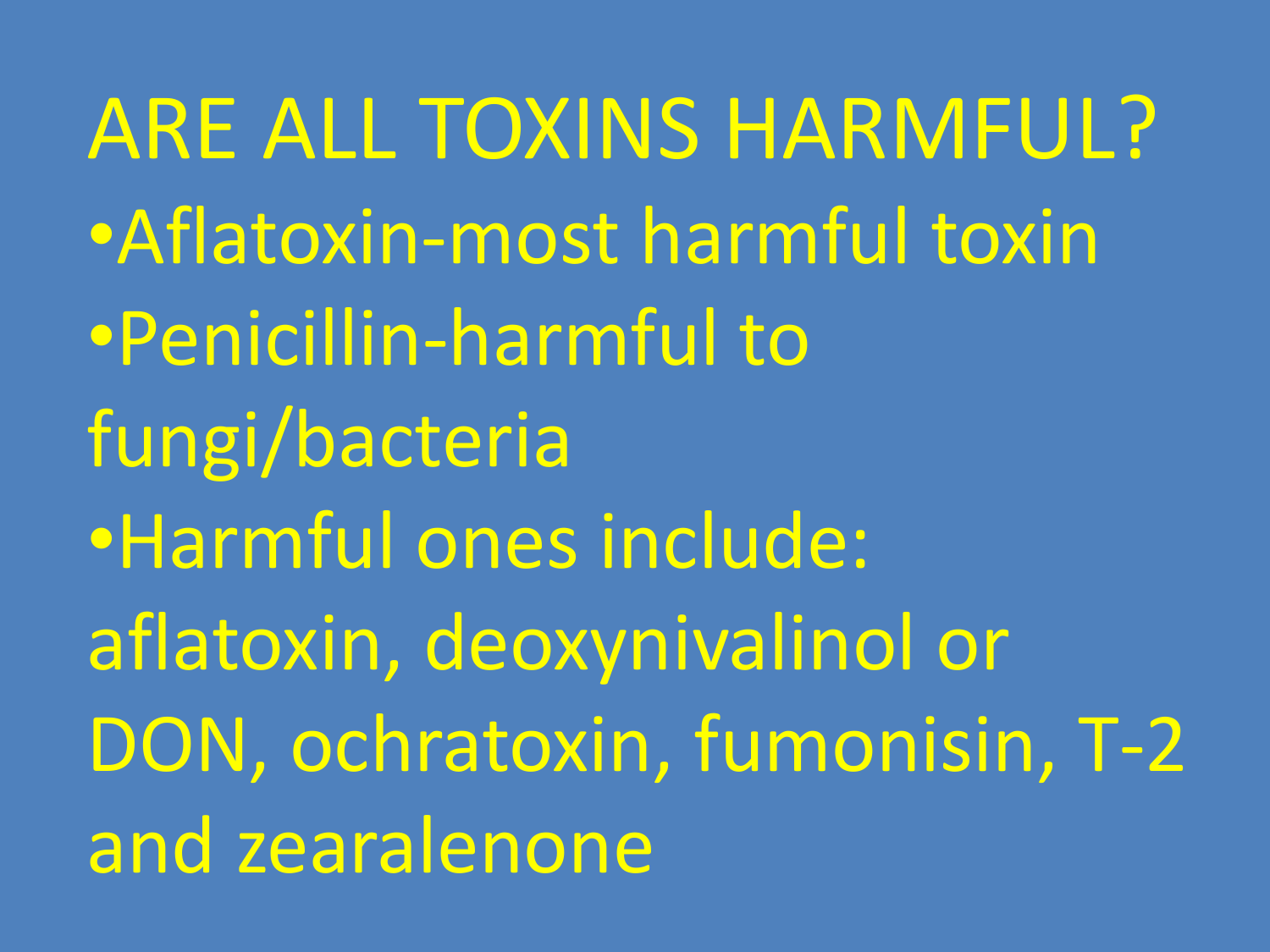# ARE ALL TOXINS HARMFUL?

- Aflatoxin-most harmful toxin
- Penicillin-harmful to fungi/bacteria
- Harmful ones include: aflatoxin, deoxynivalinol or DON, ochratoxin, fumonisin, T-2 and zearalenone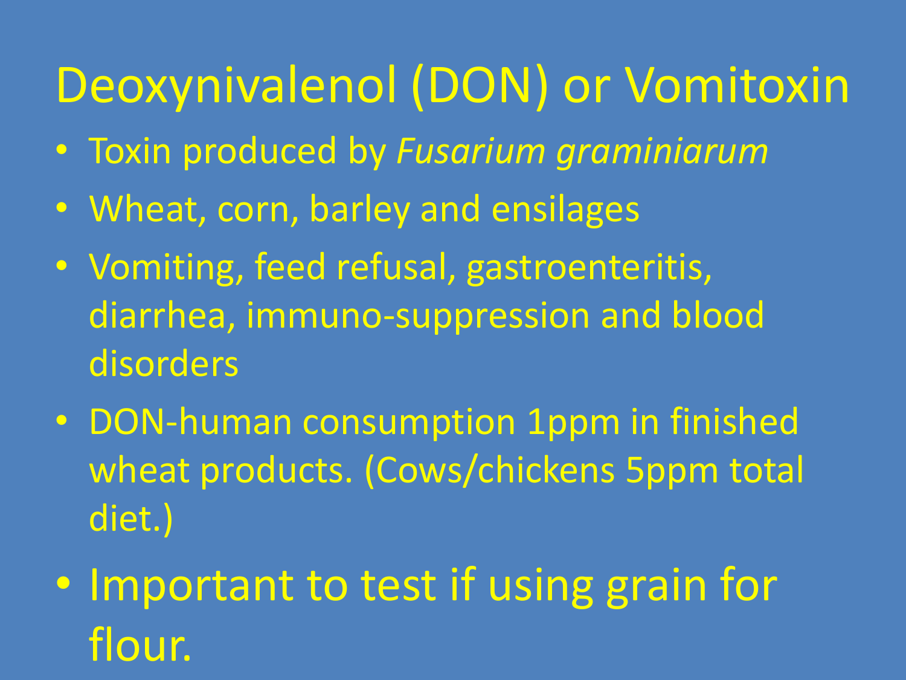# Deoxynivalenol (DON) or Vomitoxin

- Toxin produced by *Fusarium graminiarum*
- Wheat, corn, barley and ensilages
- Vomiting, feed refusal, gastroenteritis, diarrhea, immuno-suppression and blood disorders
- DON-human consumption 1ppm in finished wheat products. (Cows/chickens 5ppm total diet.)
- Important to test if using grain for flour.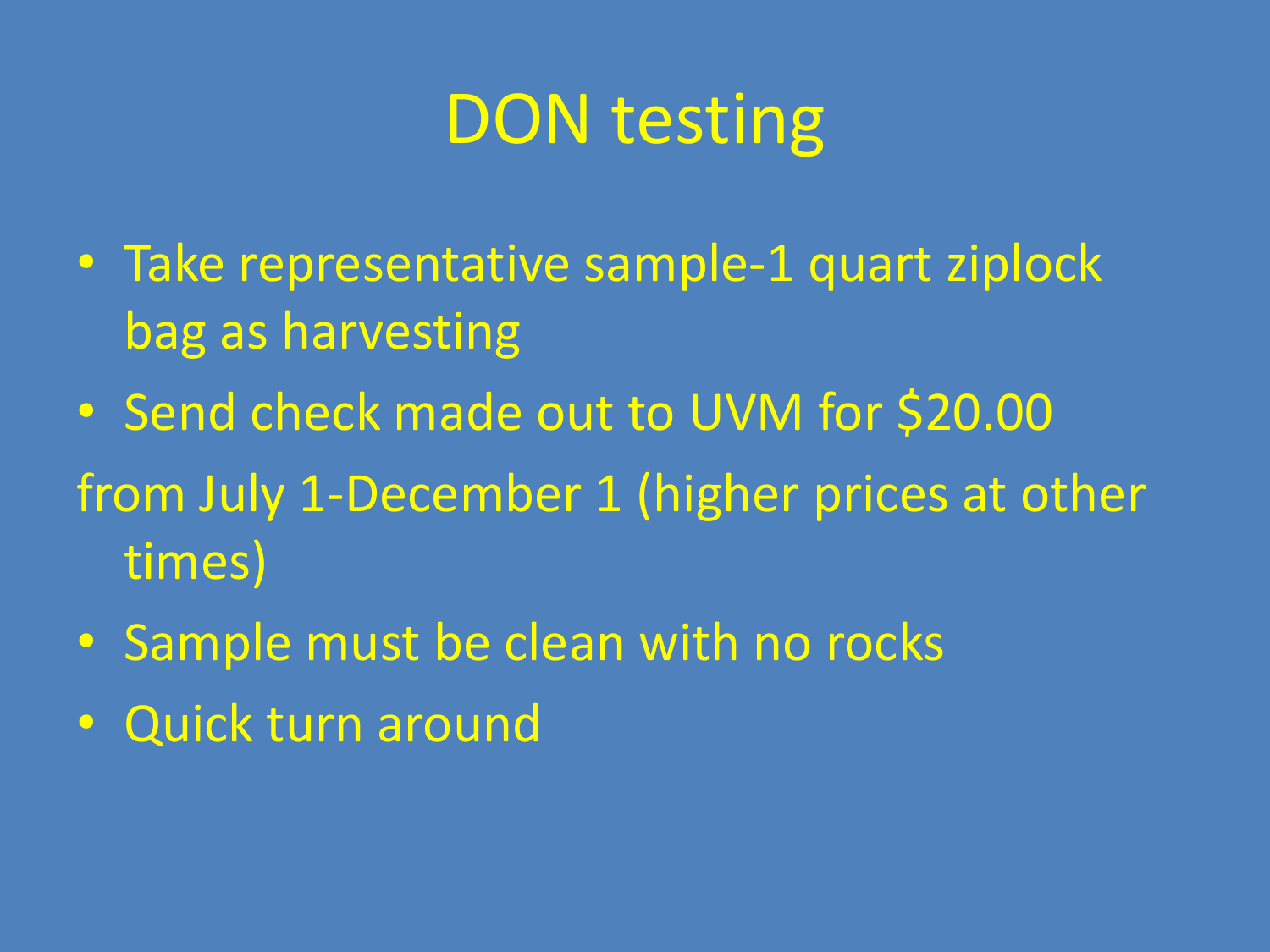# DON testing

- Take representative sample-1 quart ziplock bag as harvesting
- Send check made out to UVM for $20.00

from July 1-December 1 (higher prices at other times)

- Sample must be clean with no rocks
- Quick turn around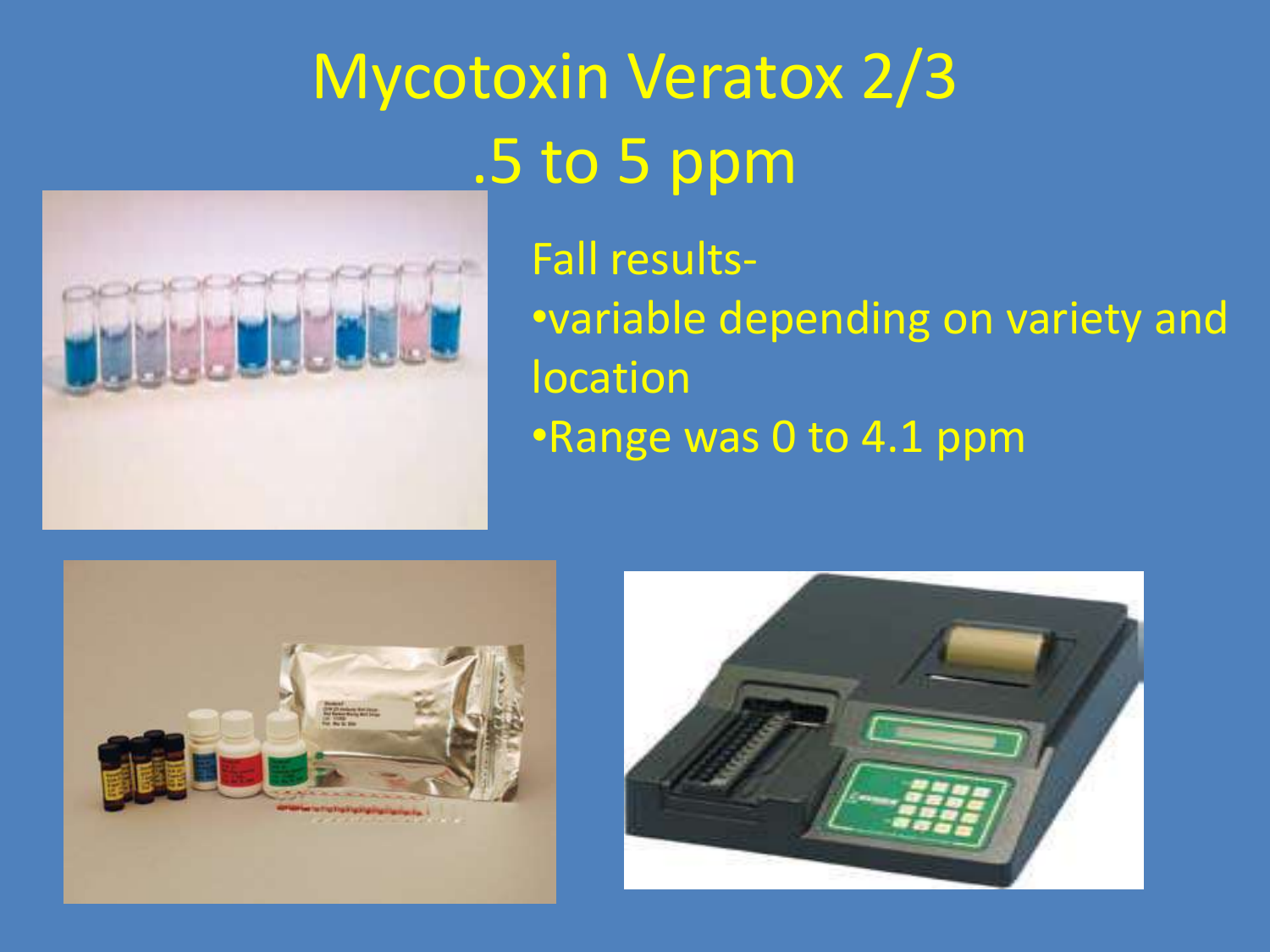# Mycotoxin Veratox 2/3
# .5 to 5 ppm

Fall results-

- variable depending on variety and location
- Range was 0 to 4.1 ppm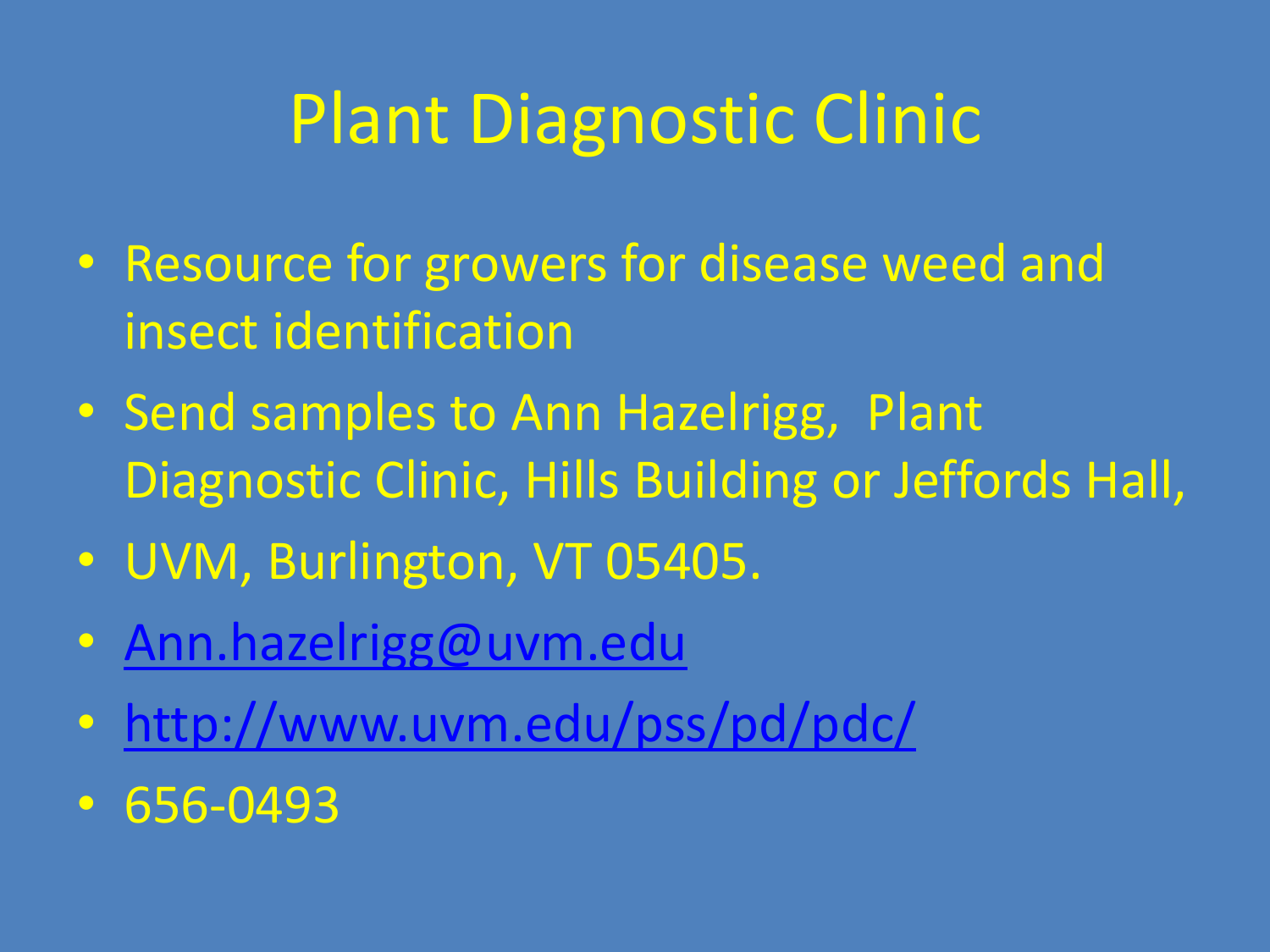# Plant Diagnostic Clinic

- Resource for growers for disease weed and insect identification
- Send samples to Ann Hazelrigg, Plant Diagnostic Clinic, Hills Building or Jeffords Hall,
- UVM, Burlington, VT 05405.
- Ann.hazelrigg@uvm.edu
- http://www.uvm.edu/pss/pd/pdc/
- 656-0493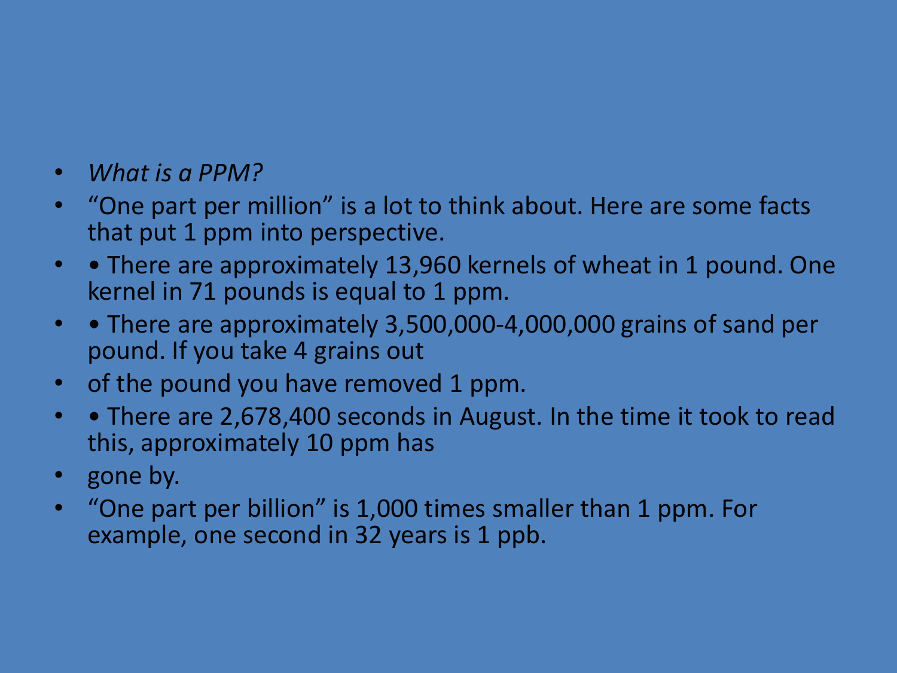- *What is a PPM?*
- “One part per million” is a lot to think about. Here are some facts that put 1 ppm into perspective.
- • There are approximately 13,960 kernels of wheat in 1 pound. One kernel in 71 pounds is equal to 1 ppm.
- • There are approximately 3,500,000-4,000,000 grains of sand per pound. If you take 4 grains out
- of the pound you have removed 1 ppm.
- • There are 2,678,400 seconds in August. In the time it took to read this, approximately 10 ppm has
- gone by.
- “One part per billion” is 1,000 times smaller than 1 ppm. For example, one second in 32 years is 1 ppb.